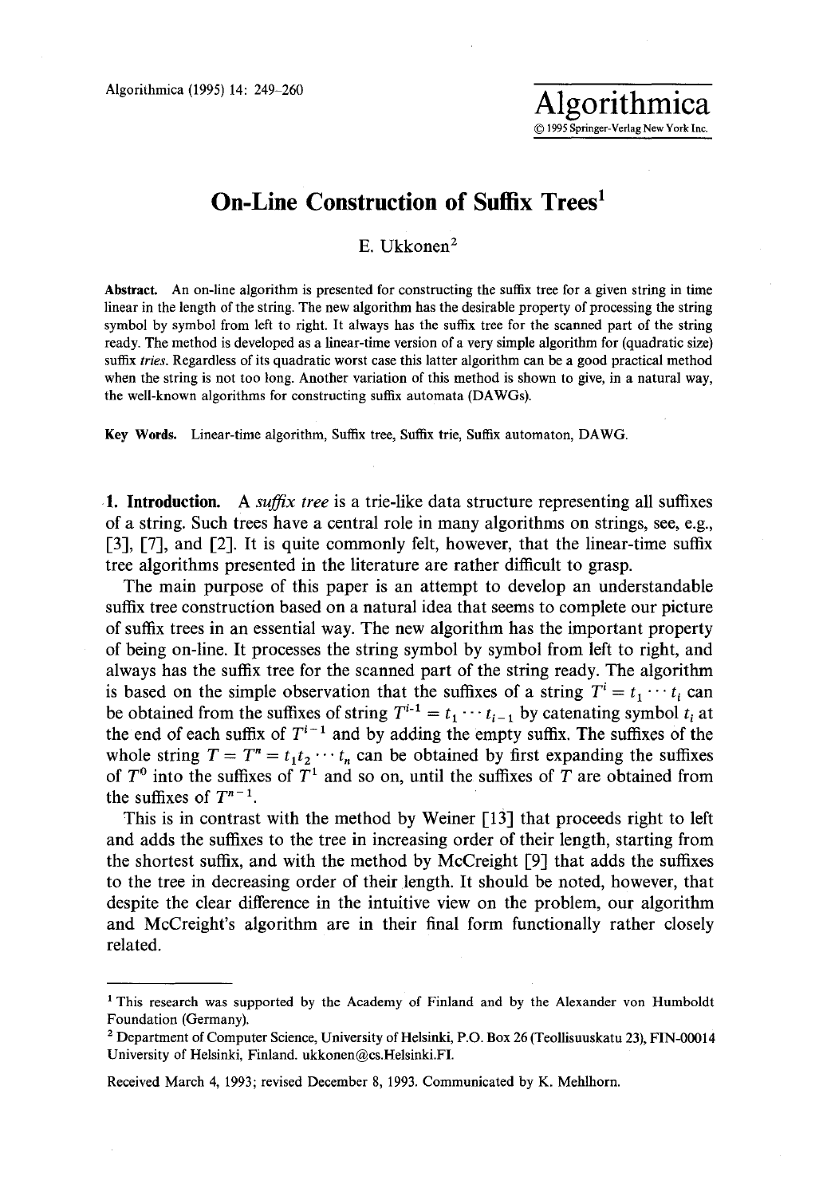# On-Line Construction of Suffix Trees[1]

E. Ukkonen[2]

**Abstract.** An on-line algorithm is presented for constructing the suffix tree for a given string in time linear in the length of the string. The new algorithm has the desirable property of processing the string symbol by symbol from left to right. It always has the suffix tree for the scanned part of the string ready. The method is developed as a linear-time version of a very simple algorithm for (quadratic size) suffix *tries*. Regardless of its quadratic worst case this latter algorithm can be a good practical method when the string is not too long. Another variation of this method is shown to give, in a natural way, the well-known algorithms for constructing suffix automata (DAWGs).

**Key Words.** Linear-time algorithm, Suffix tree, Suffix trie, Suffix automaton, DAWG.

**1. Introduction.** A *suffix tree* is a trie-like data structure representing all suffixes of a string. Such trees have a central role in many algorithms on strings, see, e.g., [3], [7], and [2]. It is quite commonly felt, however, that the linear-time suffix tree algorithms presented in the literature are rather difficult to grasp.

The main purpose of this paper is an attempt to develop an understandable suffix tree construction based on a natural idea that seems to complete our picture of suffix trees in an essential way. The new algorithm has the important property of being on-line. It processes the string symbol by symbol from left to right, and always has the suffix tree for the scanned part of the string ready. The algorithm is based on the simple observation that the suffixes of a string $T^i = t_1 \cdots t_i$ can be obtained from the suffixes of string $T^{i-1} = t_1 \cdots t_{i-1}$ by catenating symbol $t_i$ at the end of each suffix of $T^{i-1}$ and by adding the empty suffix. The suffixes of the whole string $T = T^n = t_1 t_2 \cdots t_n$ can be obtained by first expanding the suffixes of $T^0$ into the suffixes of $T^1$ and so on, until the suffixes of $T$ are obtained from the suffixes of $T^{n-1}$.

This is in contrast with the method by Weiner [13] that proceeds right to left and adds the suffixes to the tree in increasing order of their length, starting from the shortest suffix, and with the method by McCreight [9] that adds the suffixes to the tree in decreasing order of their length. It should be noted, however, that despite the clear difference in the intuitive view on the problem, our algorithm and McCreight's algorithm are in their final form functionally rather closely related.

---

[1] This research was supported by the Academy of Finland and by the Alexander von Humboldt Foundation (Germany).

[2] Department of Computer Science, University of Helsinki, P.O. Box 26 (Teollisuuskatu 23), FIN-00014 University of Helsinki, Finland. ukkonen@cs.Helsinki.FI.

Received March 4, 1993; revised December 8, 1993. Communicated by K. Mehlhorn.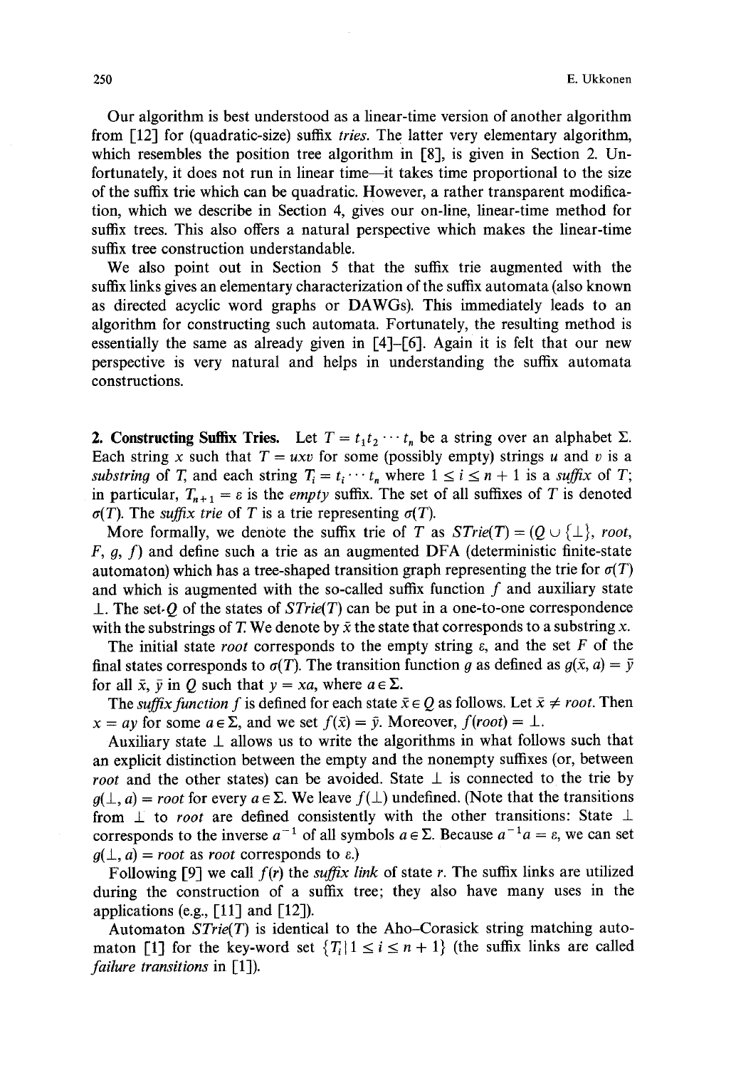Our algorithm is best understood as a linear-time version of another algorithm from [12] for (quadratic-size) suffix *tries*. The latter very elementary algorithm, which resembles the position tree algorithm in [8], is given in Section 2. Unfortunately, it does not run in linear time—it takes time proportional to the size of the suffix trie which can be quadratic. However, a rather transparent modification, which we describe in Section 4, gives our on-line, linear-time method for suffix trees. This also offers a natural perspective which makes the linear-time suffix tree construction understandable.

We also point out in Section 5 that the suffix trie augmented with the suffix links gives an elementary characterization of the suffix automata (also known as directed acyclic word graphs or DAWGs). This immediately leads to an algorithm for constructing such automata. Fortunately, the resulting method is essentially the same as already given in [4]–[6]. Again it is felt that our new perspective is very natural and helps in understanding the suffix automata constructions.

## 2. Constructing Suffix Tries.

Let $T = t_1 t_2 \cdots t_n$ be a string over an alphabet $\Sigma$. Each string $x$ such that $T = uxv$ for some (possibly empty) strings $u$ and $v$ is a *substring* of $T$, and each string $T_i = t_i \cdots t_n$ where $1 \le i \le n + 1$ is a *suffix* of $T$; in particular, $T_{n+1} = \varepsilon$ is the *empty* suffix. The set of all suffixes of $T$ is denoted $\sigma(T)$. The *suffix trie* of $T$ is a trie representing $\sigma(T)$.

More formally, we denote the suffix trie of $T$ as $STrie(T) = (Q \cup \{\bot\}, root, F, g, f)$ and define such a trie as an augmented DFA (deterministic finite-state automaton) which has a tree-shaped transition graph representing the trie for $\sigma(T)$ and which is augmented with the so-called suffix function $f$ and auxiliary state $\bot$. The set $Q$ of the states of $STrie(T)$ can be put in a one-to-one correspondence with the substrings of $T$. We denote by $\bar{x}$ the state that corresponds to a substring $x$.

The initial state *root* corresponds to the empty string $\varepsilon$, and the set $F$ of the final states corresponds to $\sigma(T)$. The transition function $g$ as defined as $g(\bar{x}, a) = \bar{y}$ for all $\bar{x}$, $\bar{y}$ in $Q$ such that $y = xa$, where $a \in \Sigma$.

The *suffix function* $f$ is defined for each state $\bar{x} \in Q$ as follows. Let $\bar{x} \ne root$. Then $x = ay$ for some $a \in \Sigma$, and we set $f(\bar{x}) = \bar{y}$. Moreover, $f(root) = \bot$.

Auxiliary state $\bot$ allows us to write the algorithms in what follows such that an explicit distinction between the empty and the nonempty suffixes (or, between *root* and the other states) can be avoided. State $\bot$ is connected to the trie by $g(\bot, a) = root$ for every $a \in \Sigma$. We leave $f(\bot)$ undefined. (Note that the transitions from $\bot$ to *root* are defined consistently with the other transitions: State $\bot$ corresponds to the inverse $a^{-1}$ of all symbols $a \in \Sigma$. Because $a^{-1}a = \varepsilon$, we can set $g(\bot, a) = root$ as *root* corresponds to $\varepsilon$.)

Following [9] we call $f(r)$ the *suffix link* of state $r$. The suffix links are utilized during the construction of a suffix tree; they also have many uses in the applications (e.g., [11] and [12]).

Automaton $STrie(T)$ is identical to the Aho–Corasick string matching automaton [1] for the key-word set $\{T_i \mid 1 \le i \le n + 1\}$ (the suffix links are called *failure transitions* in [1]).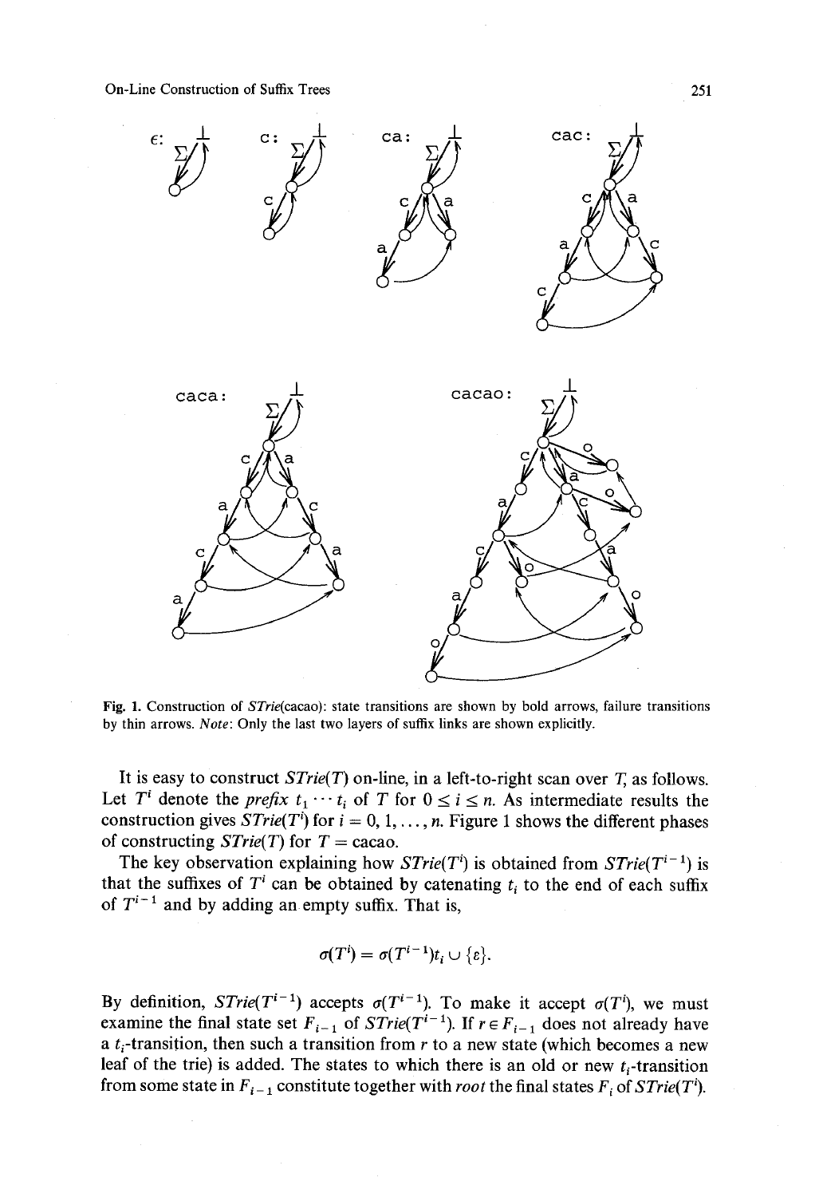Fig. 1. Construction of *STrie*(cacao): state transitions are shown by bold arrows, failure transitions by thin arrows. *Note*: Only the last two layers of suffix links are shown explicitly.

It is easy to construct *STrie*($T$) on-line, in a left-to-right scan over $T$, as follows. Let $T^i$ denote the *prefix* $t_1 \cdots t_i$ of $T$ for $0 \leq i \leq n$. As intermediate results the construction gives *STrie*($T^i$) for $i = 0, 1, \ldots, n$. Figure 1 shows the different phases of constructing *STrie*($T$) for $T$ = cacao.

The key observation explaining how *STrie*($T^i$) is obtained from *STrie*($T^{i-1}$) is that the suffixes of $T^i$ can be obtained by catenating $t_i$ to the end of each suffix of $T^{i-1}$ and by adding an empty suffix. That is,

$$\sigma(T^i) = \sigma(T^{i-1})t_i \cup \{\varepsilon\}.$$

By definition, *STrie*($T^{i-1}$) accepts $\sigma(T^{i-1})$. To make it accept $\sigma(T^i)$, we must examine the final state set $F_{i-1}$ of *STrie*($T^{i-1}$). If $r \in F_{i-1}$ does not already have a $t_i$-transition, then such a transition from $r$ to a new state (which becomes a new leaf of the trie) is added. The states to which there is an old or new $t_i$-transition from some state in $F_{i-1}$ constitute together with *root* the final states $F_i$ of *STrie*($T^i$).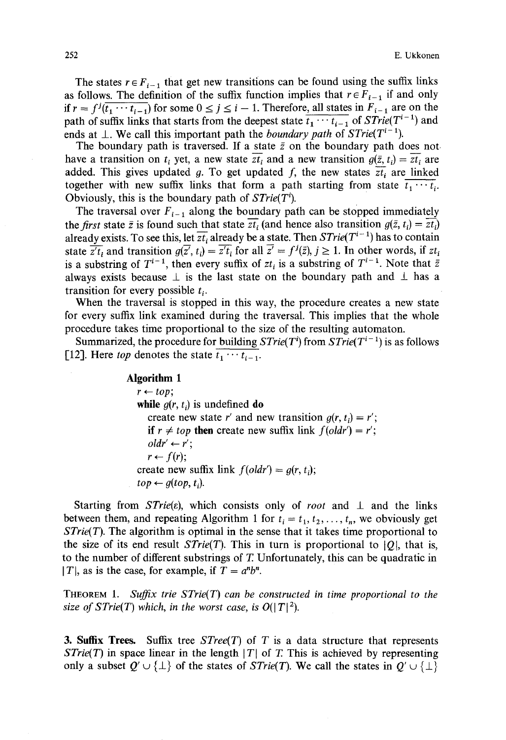The states $r \in F_{i-1}$ that get new transitions can be found using the suffix links as follows. The definition of the suffix function implies that $r \in F_{i-1}$ if and only if $r = f^j(\overline{t_1 \cdots t_{i-1}})$ for some $0 \le j \le i-1$. Therefore, all states in $F_{i-1}$ are on the path of suffix links that starts from the deepest state $\overline{t_1 \cdots t_{i-1}}$ of $STrie(T^{i-1})$ and ends at $\perp$. We call this important path the *boundary path* of $STrie(T^{i-1})$.

The boundary path is traversed. If a state $\bar{z}$ on the boundary path does not have a transition on $t_i$ yet, a new state $\overline{zt_i}$ and a new transition $g(\bar{z}, t_i) = \overline{zt_i}$ are added. This gives updated $g$. To get updated $f$, the new states $\overline{zt_i}$ are linked together with new suffix links that form a path starting from state $\overline{t_1 \cdots t_i}$. Obviously, this is the boundary path of $STrie(T^i)$.

The traversal over $F_{i-1}$ along the boundary path can be stopped immediately the *first* state $\bar{z}$ is found such that state $\overline{zt_i}$ (and hence also transition $g(\bar{z}, t_i) = \overline{zt_i}$) already exists. To see this, let $\overline{zt_i}$ already be a state. Then $STrie(T^{i-1})$ has to contain state $\overline{z't_i}$ and transition $g(\overline{z'}, t_i) = \overline{z't_i}$ for all $\overline{z'} = f^j(\bar{z})$, $j \ge 1$. In other words, if $zt_i$ is a substring of $T^{i-1}$, then every suffix of $zt_i$ is a substring of $T^{i-1}$. Note that $\bar{z}$ always exists because $\perp$ is the last state on the boundary path and $\perp$ has a transition for every possible $t_i$.

When the traversal is stopped in this way, the procedure creates a new state for every suffix link examined during the traversal. This implies that the whole procedure takes time proportional to the size of the resulting automaton.

Summarized, the procedure for building $STrie(T^i)$ from $STrie(T^{i-1})$ is as follows [12]. Here *top* denotes the state $\overline{t_1 \cdots t_{i-1}}$.

**Algorithm 1**

```
r ← top;
while g(r, t_i) is undefined do
    create new state r' and new transition g(r, t_i) = r';
    if r ≠ top then create new suffix link f(oldr') = r';
    oldr' ← r';
    r ← f(r);
create new suffix link f(oldr') = g(r, t_i);
top ← g(top, t_i).
```

Starting from $STrie(\varepsilon)$, which consists only of *root* and $\perp$ and the links between them, and repeating Algorithm 1 for $t_i = t_1, t_2, \ldots, t_n$, we obviously get $STrie(T)$. The algorithm is optimal in the sense that it takes time proportional to the size of its end result $STrie(T)$. This in turn is proportional to $|Q|$, that is, to the number of different substrings of $T$. Unfortunately, this can be quadratic in $|T|$, as is the case, for example, if $T = a^n b^n$.

THEOREM 1. *Suffix trie $STrie(T)$ can be constructed in time proportional to the size of $STrie(T)$ which, in the worst case, is $O(|T|^2)$.*

## 3. Suffix Trees.

Suffix tree $STree(T)$ of $T$ is a data structure that represents $STrie(T)$ in space linear in the length $|T|$ of $T$. This is achieved by representing only a subset $Q' \cup \{\perp\}$ of the states of $STrie(T)$. We call the states in $Q' \cup \{\perp\}$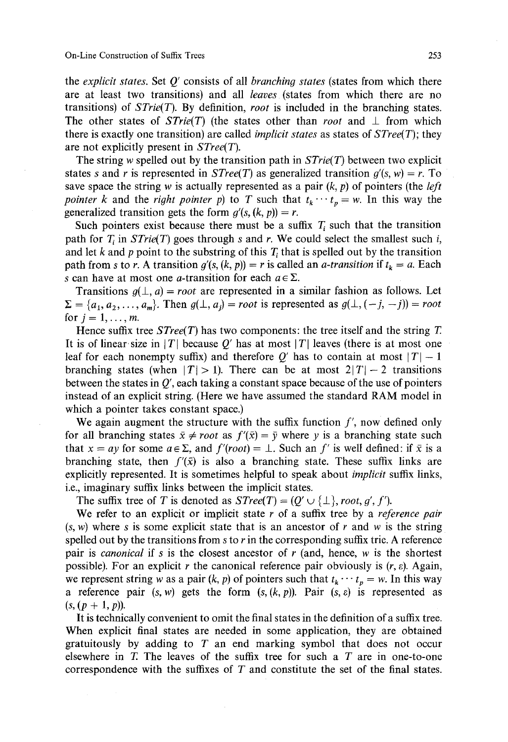the *explicit states*. Set $Q'$ consists of all *branching states* (states from which there are at least two transitions) and all *leaves* (states from which there are no transitions) of $STrie(T)$. By definition, *root* is included in the branching states. The other states of $STrie(T)$ (the states other than *root* and $\perp$ from which there is exactly one transition) are called *implicit states* as states of $STree(T)$; they are not explicitly present in $STree(T)$.

The string $w$ spelled out by the transition path in $STrie(T)$ between two explicit states $s$ and $r$ is represented in $STree(T)$ as generalized transition $g'(s, w) = r$. To save space the string $w$ is actually represented as a pair $(k, p)$ of pointers (the *left pointer* $k$ and the *right pointer* $p$) to $T$ such that $t_k \cdots t_p = w$. In this way the generalized transition gets the form $g'(s, (k, p)) = r$.

Such pointers exist because there must be a suffix $T_i$ such that the transition path for $T_i$ in $STrie(T)$ goes through $s$ and $r$. We could select the smallest such $i$, and let $k$ and $p$ point to the substring of this $T_i$ that is spelled out by the transition path from $s$ to $r$. A transition $g'(s, (k, p)) = r$ is called an *a-transition* if $t_k = a$. Each $s$ can have at most one $a$-transition for each $a \in \Sigma$.

Transitions $g(\perp, a) = root$ are represented in a similar fashion as follows. Let $\Sigma = \{a_1, a_2, \ldots, a_m\}$. Then $g(\perp, a_j) = root$ is represented as $g(\perp, (-j, -j)) = root$ for $j = 1, \ldots, m$.

Hence suffix tree $STree(T)$ has two components: the tree itself and the string $T$. It is of linear size in $|T|$ because $Q'$ has at most $|T|$ leaves (there is at most one leaf for each nonempty suffix) and therefore $Q'$ has to contain at most $|T| - 1$ branching states (when $|T| > 1$). There can be at most $2|T| - 2$ transitions between the states in $Q'$, each taking a constant space because of the use of pointers instead of an explicit string. (Here we have assumed the standard RAM model in which a pointer takes constant space.)

We again augment the structure with the suffix function $f'$, now defined only for all branching states $\bar{x} \neq root$ as $f'(\bar{x}) = \bar{y}$ where $y$ is a branching state such that $x = ay$ for some $a \in \Sigma$, and $f'(root) = \perp$. Such an $f'$ is well defined: if $\bar{x}$ is a branching state, then $f'(\bar{x})$ is also a branching state. These suffix links are explicitly represented. It is sometimes helpful to speak about *implicit* suffix links, i.e., imaginary suffix links between the implicit states.

The suffix tree of $T$ is denoted as $STree(T) = (Q' \cup \{\perp\}, root, g', f')$.

We refer to an explicit or implicit state $r$ of a suffix tree by a *reference pair* $(s, w)$ where $s$ is some explicit state that is an ancestor of $r$ and $w$ is the string spelled out by the transitions from $s$ to $r$ in the corresponding suffix trie. A reference pair is *canonical* if $s$ is the closest ancestor of $r$ (and, hence, $w$ is the shortest possible). For an explicit $r$ the canonical reference pair obviously is $(r, \varepsilon)$. Again, we represent string $w$ as a pair $(k, p)$ of pointers such that $t_k \cdots t_p = w$. In this way a reference pair $(s, w)$ gets the form $(s, (k, p))$. Pair $(s, \varepsilon)$ is represented as $(s, (p + 1, p))$.

It is technically convenient to omit the final states in the definition of a suffix tree. When explicit final states are needed in some application, they are obtained gratuitously by adding to $T$ an end marking symbol that does not occur elsewhere in $T$. The leaves of the suffix tree for such a $T$ are in one-to-one correspondence with the suffixes of $T$ and constitute the set of the final states.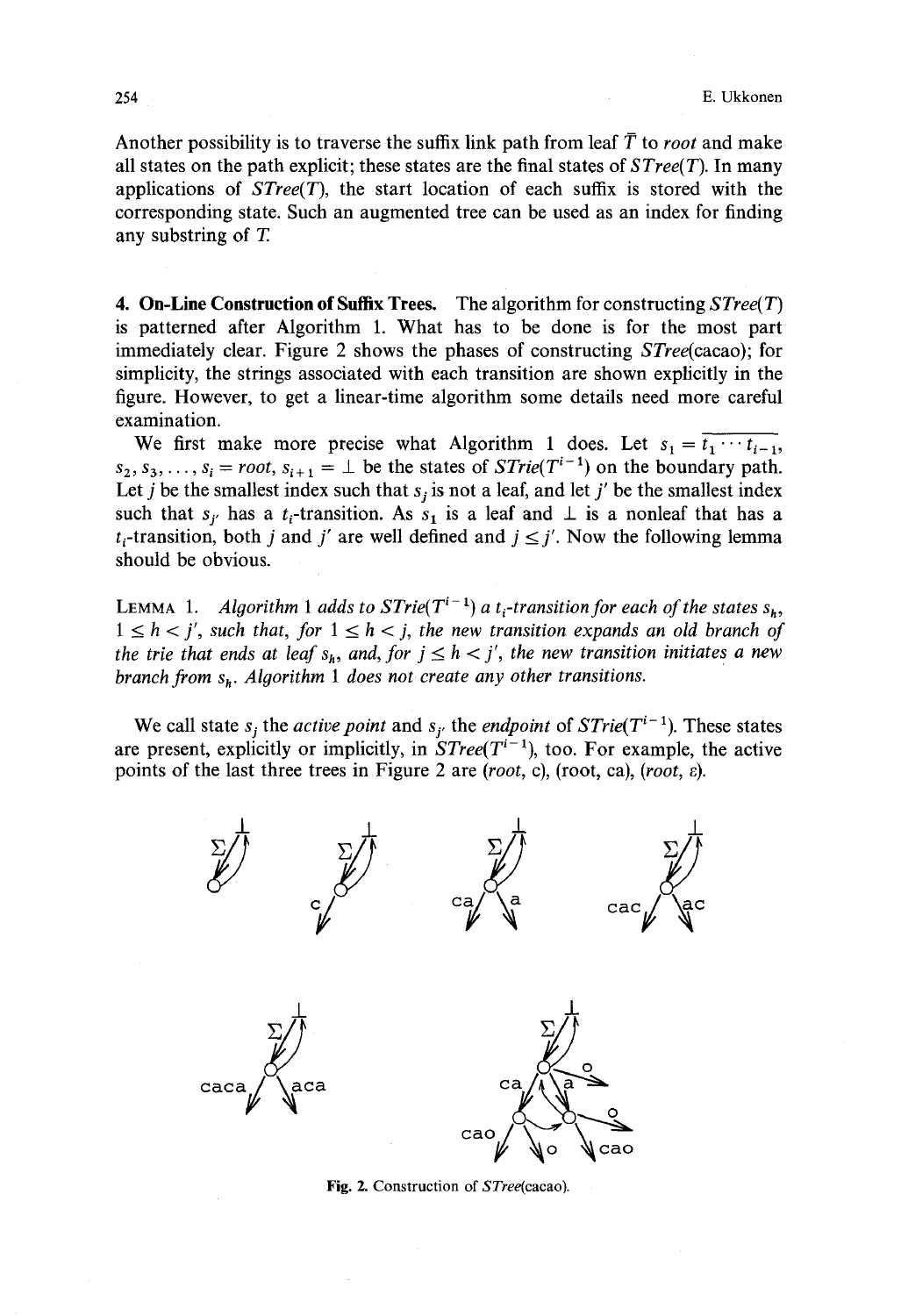Another possibility is to traverse the suffix link path from leaf $\overline{T}$ to *root* and make all states on the path explicit; these states are the final states of *STree*(*T*). In many applications of *STree*(*T*), the start location of each suffix is stored with the corresponding state. Such an augmented tree can be used as an index for finding any substring of *T*.

## 4. On-Line Construction of Suffix Trees.

The algorithm for constructing *STree*(*T*) is patterned after Algorithm 1. What has to be done is for the most part immediately clear. Figure 2 shows the phases of constructing *STree*(cacao); for simplicity, the strings associated with each transition are shown explicitly in the figure. However, to get a linear-time algorithm some details need more careful examination.

We first make more precise what Algorithm 1 does. Let $s_1 = \overline{t_1 \cdots t_{i-1}}$, $s_2, s_3, \ldots, s_i = root$, $s_{i+1} = \bot$ be the states of $STrie(T^{i-1})$ on the boundary path. Let $j$ be the smallest index such that $s_j$ is not a leaf, and let $j'$ be the smallest index such that $s_{j'}$ has a $t_i$-transition. As $s_1$ is a leaf and $\bot$ is a nonleaf that has a $t_i$-transition, both $j$ and $j'$ are well defined and $j \leq j'$. Now the following lemma should be obvious.

LEMMA 1. *Algorithm 1 adds to* $STrie(T^{i-1})$ *a* $t_i$*-transition for each of the states* $s_h$, $1 \leq h < j'$, *such that, for* $1 \leq h < j$, *the new transition expands an old branch of the trie that ends at leaf* $s_h$, *and, for* $j \leq h < j'$, *the new transition initiates a new branch from* $s_h$. *Algorithm 1 does not create any other transitions.*

We call state $s_j$ the *active point* and $s_{j'}$ the *endpoint* of $STrie(T^{i-1})$. These states are present, explicitly or implicitly, in $STree(T^{i-1})$, too. For example, the active points of the last three trees in Figure 2 are (*root*, c), (root, ca), (*root*, $\varepsilon$).

Fig. 2. Construction of *STree*(cacao).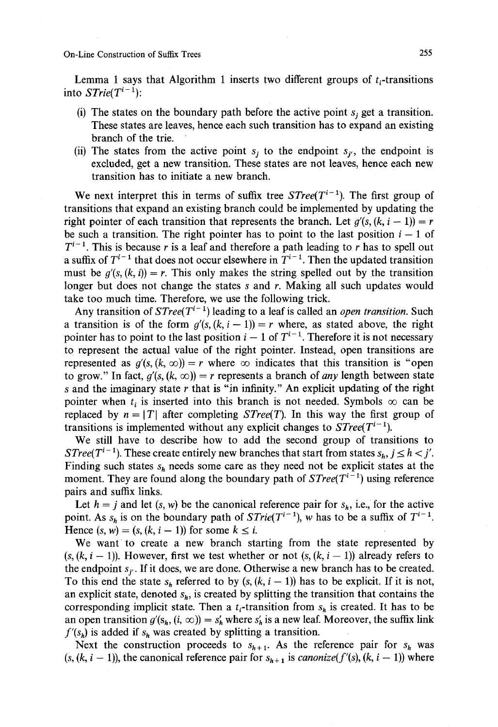Lemma 1 says that Algorithm 1 inserts two different groups of $t_i$-transitions into $STrie(T^{i-1})$:

(i) The states on the boundary path before the active point $s_j$ get a transition. These states are leaves, hence each such transition has to expand an existing branch of the trie.

(ii) The states from the active point $s_j$ to the endpoint $s_{j'}$, the endpoint is excluded, get a new transition. These states are not leaves, hence each new transition has to initiate a new branch.

We next interpret this in terms of suffix tree $STree(T^{i-1})$. The first group of transitions that expand an existing branch could be implemented by updating the right pointer of each transition that represents the branch. Let $g'(s, (k, i-1)) = r$ be such a transition. The right pointer has to point to the last position $i - 1$ of $T^{i-1}$. This is because $r$ is a leaf and therefore a path leading to $r$ has to spell out a suffix of $T^{i-1}$ that does not occur elsewhere in $T^{i-1}$. Then the updated transition must be $g'(s, (k, i)) = r$. This only makes the string spelled out by the transition longer but does not change the states $s$ and $r$. Making all such updates would take too much time. Therefore, we use the following trick.

Any transition of $STree(T^{i-1})$ leading to a leaf is called an *open transition*. Such a transition is of the form $g'(s, (k, i-1)) = r$ where, as stated above, the right pointer has to point to the last position $i - 1$ of $T^{i-1}$. Therefore it is not necessary to represent the actual value of the right pointer. Instead, open transitions are represented as $g'(s, (k, \infty)) = r$ where $\infty$ indicates that this transition is "open to grow." In fact, $g'(s, (k, \infty)) = r$ represents a branch of *any* length between state $s$ and the imaginary state $r$ that is "in infinity." An explicit updating of the right pointer when $t_i$ is inserted into this branch is not needed. Symbols $\infty$ can be replaced by $n = |T|$ after completing $STree(T)$. In this way the first group of transitions is implemented without any explicit changes to $STree(T^{i-1})$.

We still have to describe how to add the second group of transitions to $STree(T^{i-1})$. These create entirely new branches that start from states $s_h$, $j \leq h < j'$. Finding such states $s_h$ needs some care as they need not be explicit states at the moment. They are found along the boundary path of $STree(T^{i-1})$ using reference pairs and suffix links.

Let $h = j$ and let $(s, w)$ be the canonical reference pair for $s_h$, i.e., for the active point. As $s_h$ is on the boundary path of $STrie(T^{i-1})$, $w$ has to be a suffix of $T^{i-1}$. Hence $(s, w) = (s, (k, i-1))$ for some $k \leq i$.

We want to create a new branch starting from the state represented by $(s, (k, i-1))$. However, first we test whether or not $(s, (k, i-1))$ already refers to the endpoint $s_{j'}$. If it does, we are done. Otherwise a new branch has to be created. To this end the state $s_h$ referred to by $(s, (k, i-1))$ has to be explicit. If it is not, an explicit state, denoted $s_h$, is created by splitting the transition that contains the corresponding implicit state. Then a $t_i$-transition from $s_h$ is created. It has to be an open transition $g'(s_h, (i, \infty)) = s'_h$ where $s'_h$ is a new leaf. Moreover, the suffix link $f'(s_h)$ is added if $s_h$ was created by splitting a transition.

Next the construction proceeds to $s_{h+1}$. As the reference pair for $s_h$ was $(s, (k, i-1))$, the canonical reference pair for $s_{h+1}$ is *canonize*$(f'(s), (k, i-1))$ where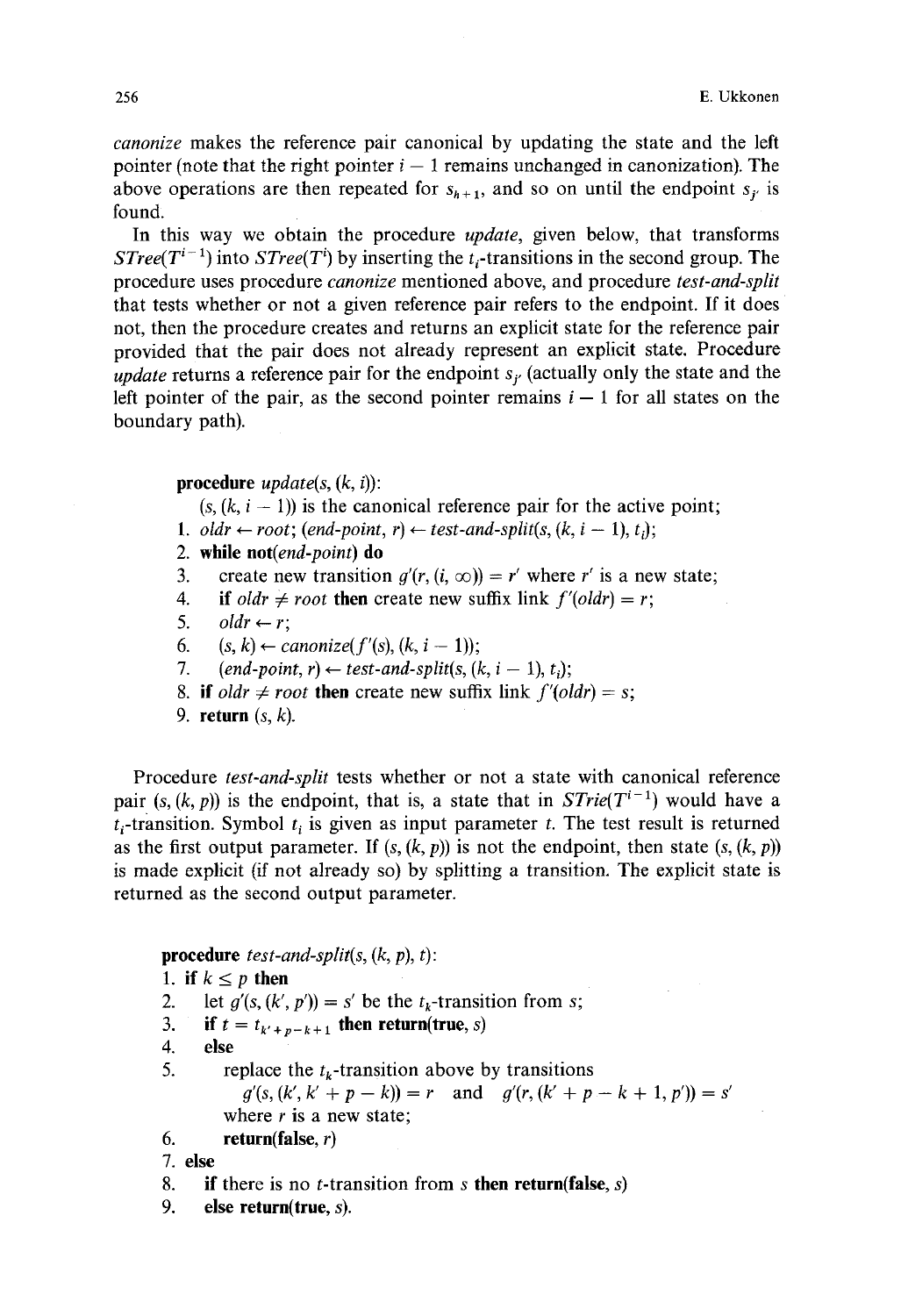*canonize* makes the reference pair canonical by updating the state and the left pointer (note that the right pointer $i - 1$ remains unchanged in canonization). The above operations are then repeated for $s_{h+1}$, and so on until the endpoint $s_{j'}$ is found.

In this way we obtain the procedure *update*, given below, that transforms $STree(T^{i-1})$ into $STree(T^i)$ by inserting the $t_i$-transitions in the second group. The procedure uses procedure *canonize* mentioned above, and procedure *test-and-split* that tests whether or not a given reference pair refers to the endpoint. If it does not, then the procedure creates and returns an explicit state for the reference pair provided that the pair does not already represent an explicit state. Procedure *update* returns a reference pair for the endpoint $s_{j'}$ (actually only the state and the left pointer of the pair, as the second pointer remains $i - 1$ for all states on the boundary path).

**procedure** *update*$(s, (k, i))$:
&nbsp;&nbsp;&nbsp;&nbsp;$(s, (k, i - 1))$ is the canonical reference pair for the active point;
1. $oldr \leftarrow root$; $(end\text{-}point, r) \leftarrow test\text{-}and\text{-}split(s, (k, i - 1), t_i)$;
2. **while not**$(end\text{-}point)$ **do**
3. &nbsp;&nbsp;&nbsp;&nbsp;create new transition $g'(r, (i, \infty)) = r'$ where $r'$ is a new state;
4. &nbsp;&nbsp;&nbsp;&nbsp;**if** $oldr \neq root$ **then** create new suffix link $f'(oldr) = r$;
5. &nbsp;&nbsp;&nbsp;&nbsp;$oldr \leftarrow r$;
6. &nbsp;&nbsp;&nbsp;&nbsp;$(s, k) \leftarrow canonize(f'(s), (k, i - 1))$;
7. &nbsp;&nbsp;&nbsp;&nbsp;$(end\text{-}point, r) \leftarrow test\text{-}and\text{-}split(s, (k, i - 1), t_i)$;
8. **if** $oldr \neq root$ **then** create new suffix link $f'(oldr) = s$;
9. **return** $(s, k)$.

Procedure *test-and-split* tests whether or not a state with canonical reference pair $(s, (k, p))$ is the endpoint, that is, a state that in $STrie(T^{i-1})$ would have a $t_i$-transition. Symbol $t_i$ is given as input parameter $t$. The test result is returned as the first output parameter. If $(s, (k, p))$ is not the endpoint, then state $(s, (k, p))$ is made explicit (if not already so) by splitting a transition. The explicit state is returned as the second output parameter.

**procedure** *test-and-split*$(s, (k, p), t)$:
1. **if** $k \leq p$ **then**
2. &nbsp;&nbsp;&nbsp;&nbsp;let $g'(s, (k', p')) = s'$ be the $t_k$-transition from $s$;
3. &nbsp;&nbsp;&nbsp;&nbsp;**if** $t = t_{k'+p-k+1}$ **then return(true,** $s$**)**
4. &nbsp;&nbsp;&nbsp;&nbsp;**else**
5. &nbsp;&nbsp;&nbsp;&nbsp;&nbsp;&nbsp;&nbsp;&nbsp;replace the $t_k$-transition above by transitions
&nbsp;&nbsp;&nbsp;&nbsp;&nbsp;&nbsp;&nbsp;&nbsp;&nbsp;&nbsp;&nbsp;&nbsp;$g'(s, (k', k' + p - k)) = r$ and $g'(r, (k' + p - k + 1, p')) = s'$
&nbsp;&nbsp;&nbsp;&nbsp;&nbsp;&nbsp;&nbsp;&nbsp;where $r$ is a new state;
6. &nbsp;&nbsp;&nbsp;&nbsp;&nbsp;&nbsp;&nbsp;&nbsp;**return(false,** $r$**)**
7. **else**
8. &nbsp;&nbsp;&nbsp;&nbsp;**if** there is no $t$-transition from $s$ **then return(false,** $s$**)**
9. &nbsp;&nbsp;&nbsp;&nbsp;**else return(true,** $s$**)**.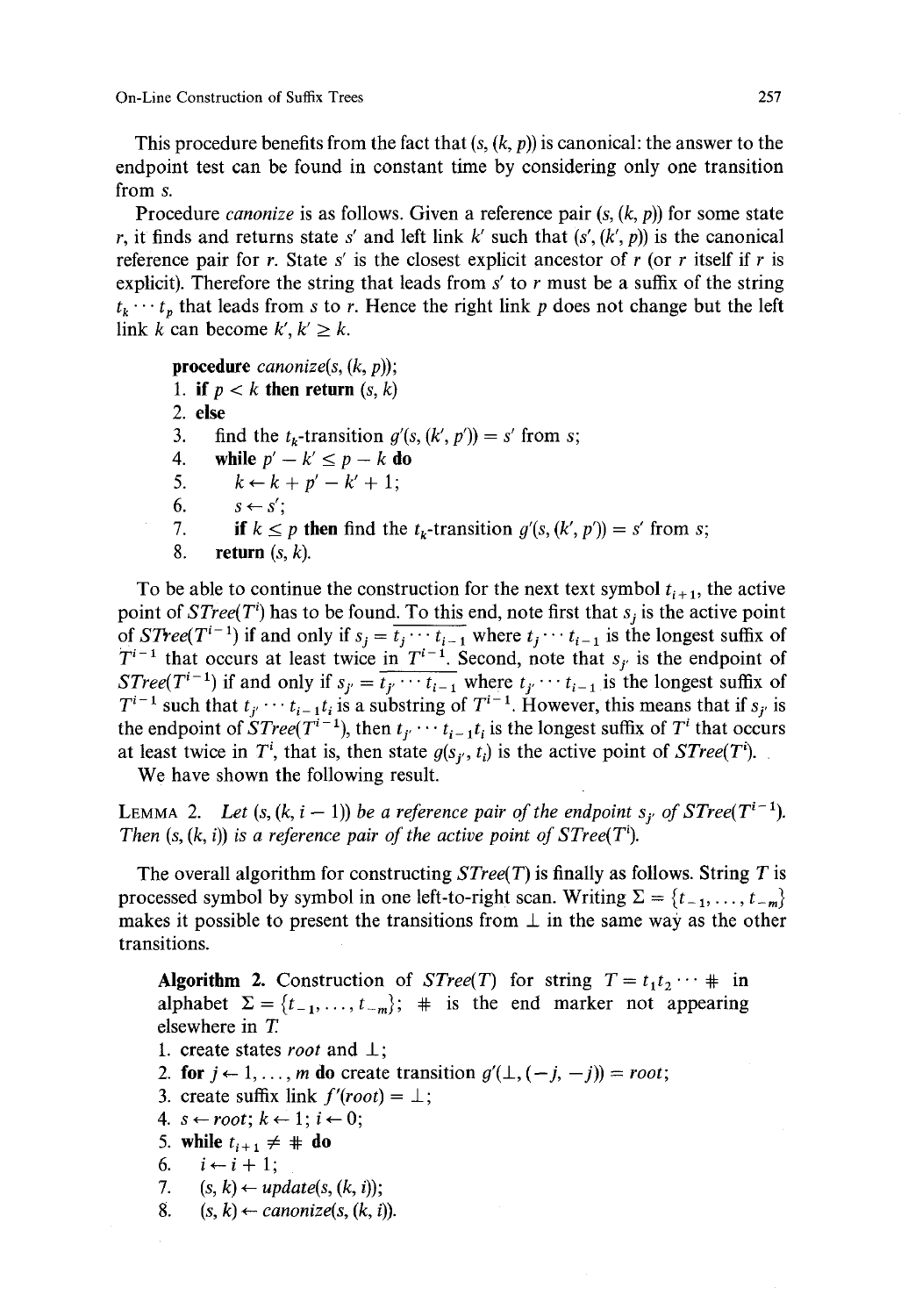This procedure benefits from the fact that $(s, (k, p))$ is canonical: the answer to the endpoint test can be found in constant time by considering only one transition from $s$.

Procedure *canonize* is as follows. Given a reference pair $(s, (k, p))$ for some state $r$, it finds and returns state $s'$ and left link $k'$ such that $(s', (k', p))$ is the canonical reference pair for $r$. State $s'$ is the closest explicit ancestor of $r$ (or $r$ itself if $r$ is explicit). Therefore the string that leads from $s'$ to $r$ must be a suffix of the string $t_k \cdots t_p$ that leads from $s$ to $r$. Hence the right link $p$ does not change but the left link $k$ can become $k'$, $k' \geq k$.

```
procedure canonize(s, (k, p));
1. if p < k then return (s, k)
2. else
3.    find the t_k-transition g'(s, (k', p')) = s' from s;
4.    while p' − k' ≤ p − k do
5.       k ← k + p' − k' + 1;
6.       s ← s';
7.       if k ≤ p then find the t_k-transition g'(s, (k', p')) = s' from s;
8.    return (s, k).
```

To be able to continue the construction for the next text symbol $t_{i+1}$, the active point of $STree(T^i)$ has to be found. To this end, note first that $s_j$ is the active point of $STree(T^{i-1})$ if and only if $s_j = \overline{t_j \cdots t_{i-1}}$ where $t_j \cdots t_{i-1}$ is the longest suffix of $T^{i-1}$ that occurs at least twice in $T^{i-1}$. Second, note that $s_{j'}$ is the endpoint of $STree(T^{i-1})$ if and only if $s_{j'} = \overline{t_{j'} \cdots t_{i-1}}$ where $t_{j'} \cdots t_{i-1}$ is the longest suffix of $T^{i-1}$ such that $t_{j'} \cdots t_{i-1} t_i$ is a substring of $T^{i-1}$. However, this means that if $s_{j'}$ is the endpoint of $STree(T^{i-1})$, then $t_{j'} \cdots t_{i-1} t_i$ is the longest suffix of $T^i$ that occurs at least twice in $T^i$, that is, then state $g(s_{j'}, t_i)$ is the active point of $STree(T^i)$.

We have shown the following result.

LEMMA 2. *Let $(s, (k, i-1))$ be a reference pair of the endpoint $s_{j'}$ of $STree(T^{i-1})$. Then $(s, (k, i))$ is a reference pair of the active point of $STree(T^i)$.*

The overall algorithm for constructing $STree(T)$ is finally as follows. String $T$ is processed symbol by symbol in one left-to-right scan. Writing $\Sigma = \{t_{-1}, \ldots, t_{-m}\}$ makes it possible to present the transitions from $\perp$ in the same way as the other transitions.

**Algorithm 2.** Construction of $STree(T)$ for string $T = t_1 t_2 \cdots \#$ in alphabet $\Sigma = \{t_{-1}, \ldots, t_{-m}\}$; $\#$ is the end marker not appearing elsewhere in $T$.

```
1. create states root and ⊥;
2. for j ← 1, ..., m do create transition g'(⊥, (−j, −j)) = root;
3. create suffix link f'(root) = ⊥;
4. s ← root; k ← 1; i ← 0;
5. while t_{i+1} ≠ # do
6.    i ← i + 1;
7.    (s, k) ← update(s, (k, i));
8.    (s, k) ← canonize(s, (k, i)).
```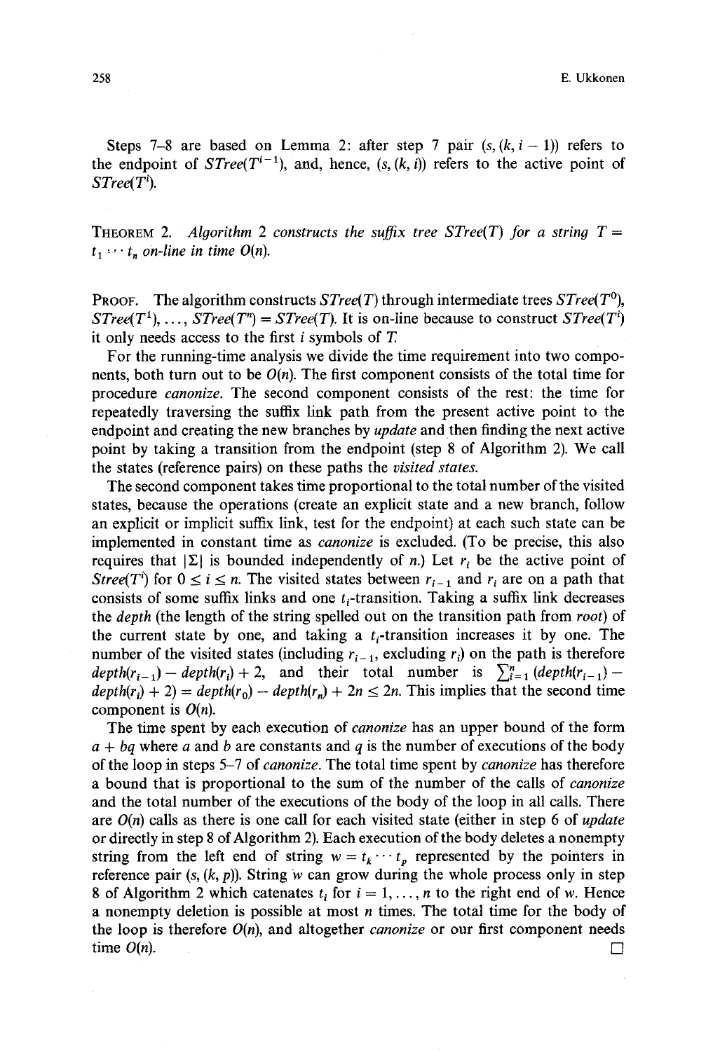Steps 7–8 are based on Lemma 2: after step 7 pair $(s, (k, i-1))$ refers to the endpoint of $STree(T^{i-1})$, and, hence, $(s, (k, i))$ refers to the active point of $STree(T^i)$.

**THEOREM 2.** *Algorithm 2 constructs the suffix tree $STree(T)$ for a string $T = t_1 \cdots t_n$ on-line in time $O(n)$.*

**PROOF.** The algorithm constructs $STree(T)$ through intermediate trees $STree(T^0)$, $STree(T^1), \ldots, STree(T^n) = STree(T)$. It is on-line because to construct $STree(T^i)$ it only needs access to the first $i$ symbols of $T$.

For the running-time analysis we divide the time requirement into two components, both turn out to be $O(n)$. The first component consists of the total time for procedure *canonize*. The second component consists of the rest: the time for repeatedly traversing the suffix link path from the present active point to the endpoint and creating the new branches by *update* and then finding the next active point by taking a transition from the endpoint (step 8 of Algorithm 2). We call the states (reference pairs) on these paths the *visited states*.

The second component takes time proportional to the total number of the visited states, because the operations (create an explicit state and a new branch, follow an explicit or implicit suffix link, test for the endpoint) at each such state can be implemented in constant time as *canonize* is excluded. (To be precise, this also requires that $|\Sigma|$ is bounded independently of $n$.) Let $r_i$ be the active point of $Stree(T^i)$ for $0 \leq i \leq n$. The visited states between $r_{i-1}$ and $r_i$ are on a path that consists of some suffix links and one $t_i$-transition. Taking a suffix link decreases the *depth* (the length of the string spelled out on the transition path from *root*) of the current state by one, and taking a $t_i$-transition increases it by one. The number of the visited states (including $r_{i-1}$, excluding $r_i$) on the path is therefore $depth(r_{i-1}) - depth(r_i) + 2$, and their total number is $\sum_{i=1}^{n} (depth(r_{i-1}) - depth(r_i) + 2) = depth(r_0) - depth(r_n) + 2n \leq 2n$. This implies that the second time component is $O(n)$.

The time spent by each execution of *canonize* has an upper bound of the form $a + bq$ where $a$ and $b$ are constants and $q$ is the number of executions of the body of the loop in steps 5–7 of *canonize*. The total time spent by *canonize* has therefore a bound that is proportional to the sum of the number of the calls of *canonize* and the total number of the executions of the body of the loop in all calls. There are $O(n)$ calls as there is one call for each visited state (either in step 6 of *update* or directly in step 8 of Algorithm 2). Each execution of the body deletes a nonempty string from the left end of string $w = t_k \cdots t_p$ represented by the pointers in reference pair $(s, (k, p))$. String $w$ can grow during the whole process only in step 8 of Algorithm 2 which catenates $t_i$ for $i = 1, \ldots, n$ to the right end of $w$. Hence a nonempty deletion is possible at most $n$ times. The total time for the body of the loop is therefore $O(n)$, and altogether *canonize* or our first component needs time $O(n)$. □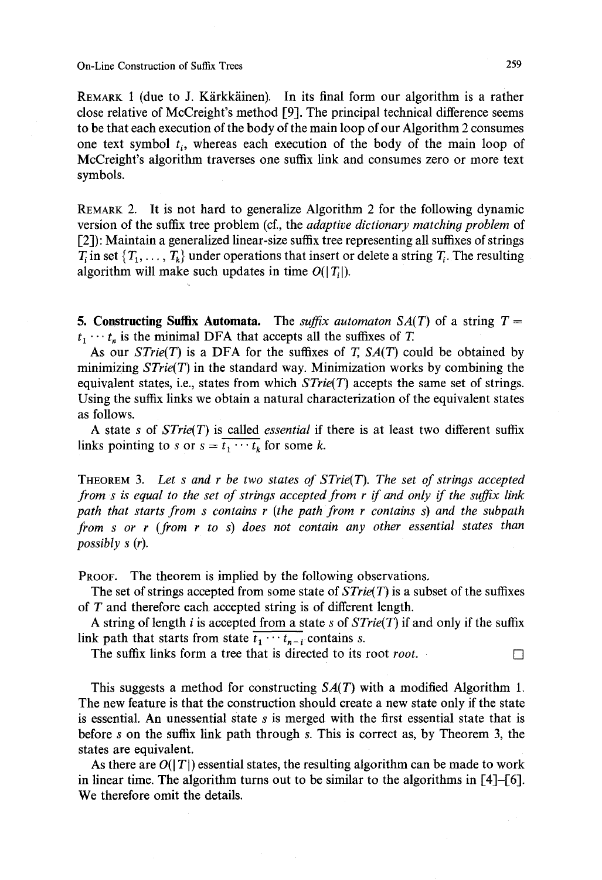REMARK 1 (due to J. Kärkkäinen). In its final form our algorithm is a rather close relative of McCreight's method [9]. The principal technical difference seems to be that each execution of the body of the main loop of our Algorithm 2 consumes one text symbol $t_i$, whereas each execution of the body of the main loop of McCreight's algorithm traverses one suffix link and consumes zero or more text symbols.

REMARK 2. It is not hard to generalize Algorithm 2 for the following dynamic version of the suffix tree problem (cf., the *adaptive dictionary matching problem* of [2]): Maintain a generalized linear-size suffix tree representing all suffixes of strings $T_i$ in set $\{T_1, \ldots, T_k\}$ under operations that insert or delete a string $T_i$. The resulting algorithm will make such updates in time $O(|T_i|)$.

**5. Constructing Suffix Automata.** The *suffix automaton* $SA(T)$ of a string $T = t_1 \cdots t_n$ is the minimal DFA that accepts all the suffixes of $T$.

As our $STrie(T)$ is a DFA for the suffixes of $T$, $SA(T)$ could be obtained by minimizing $STrie(T)$ in the standard way. Minimization works by combining the equivalent states, i.e., states from which $STrie(T)$ accepts the same set of strings. Using the suffix links we obtain a natural characterization of the equivalent states as follows.

A state $s$ of $STrie(T)$ is called *essential* if there is at least two different suffix links pointing to $s$ or $s = \overline{t_1 \cdots t_k}$ for some $k$.

THEOREM 3. *Let $s$ and $r$ be two states of $STrie(T)$. The set of strings accepted from $s$ is equal to the set of strings accepted from $r$ if and only if the suffix link path that starts from $s$ contains $r$ (the path from $r$ contains $s$) and the subpath from $s$ or $r$ (from $r$ to $s$) does not contain any other essential states than possibly $s$ ($r$).*

PROOF. The theorem is implied by the following observations.

The set of strings accepted from some state of $STrie(T)$ is a subset of the suffixes of $T$ and therefore each accepted string is of different length.

A string of length $i$ is accepted from a state $s$ of $STrie(T)$ if and only if the suffix link path that starts from state $\overline{t_1 \cdots t_{n-i}}$ contains $s$.

The suffix links form a tree that is directed to its root *root*. □

This suggests a method for constructing $SA(T)$ with a modified Algorithm 1. The new feature is that the construction should create a new state only if the state is essential. An unessential state $s$ is merged with the first essential state that is before $s$ on the suffix link path through $s$. This is correct as, by Theorem 3, the states are equivalent.

As there are $O(|T|)$ essential states, the resulting algorithm can be made to work in linear time. The algorithm turns out to be similar to the algorithms in [4]–[6]. We therefore omit the details.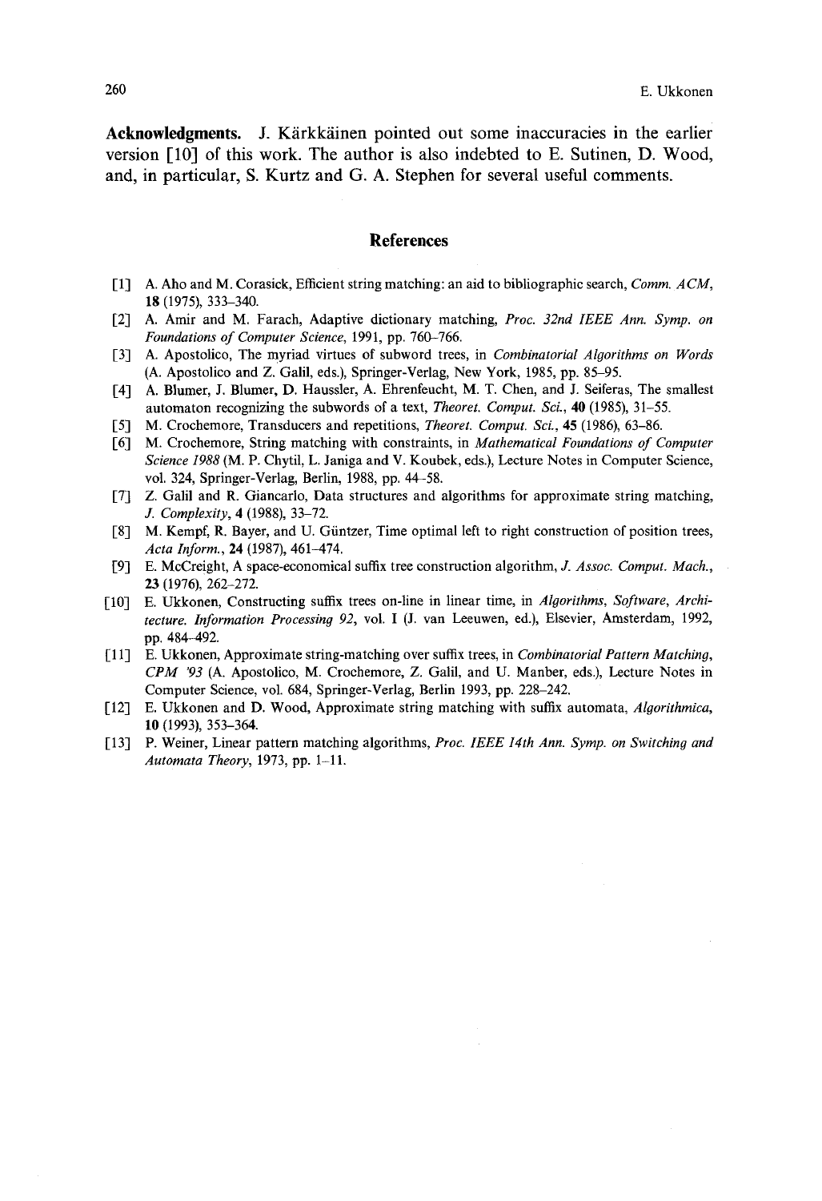**Acknowledgments.** J. Kärkkäinen pointed out some inaccuracies in the earlier version [10] of this work. The author is also indebted to E. Sutinen, D. Wood, and, in particular, S. Kurtz and G. A. Stephen for several useful comments.

## References

[1] A. Aho and M. Corasick, Efficient string matching: an aid to bibliographic search, *Comm. ACM*, **18** (1975), 333–340.

[2] A. Amir and M. Farach, Adaptive dictionary matching, *Proc. 32nd IEEE Ann. Symp. on Foundations of Computer Science*, 1991, pp. 760–766.

[3] A. Apostolico, The myriad virtues of subword trees, in *Combinatorial Algorithms on Words* (A. Apostolico and Z. Galil, eds.), Springer-Verlag, New York, 1985, pp. 85–95.

[4] A. Blumer, J. Blumer, D. Haussler, A. Ehrenfeucht, M. T. Chen, and J. Seiferas, The smallest automaton recognizing the subwords of a text, *Theoret. Comput. Sci.*, **40** (1985), 31–55.

[5] M. Crochemore, Transducers and repetitions, *Theoret. Comput. Sci.*, **45** (1986), 63–86.

[6] M. Crochemore, String matching with constraints, in *Mathematical Foundations of Computer Science 1988* (M. P. Chytil, L. Janiga and V. Koubek, eds.), Lecture Notes in Computer Science, vol. 324, Springer-Verlag, Berlin, 1988, pp. 44–58.

[7] Z. Galil and R. Giancarlo, Data structures and algorithms for approximate string matching, *J. Complexity*, **4** (1988), 33–72.

[8] M. Kempf, R. Bayer, and U. Güntzer, Time optimal left to right construction of position trees, *Acta Inform.*, **24** (1987), 461–474.

[9] E. McCreight, A space-economical suffix tree construction algorithm, *J. Assoc. Comput. Mach.*, **23** (1976), 262–272.

[10] E. Ukkonen, Constructing suffix trees on-line in linear time, in *Algorithms, Software, Architecture. Information Processing 92*, vol. I (J. van Leeuwen, ed.), Elsevier, Amsterdam, 1992, pp. 484–492.

[11] E. Ukkonen, Approximate string-matching over suffix trees, in *Combinatorial Pattern Matching, CPM '93* (A. Apostolico, M. Crochemore, Z. Galil, and U. Manber, eds.), Lecture Notes in Computer Science, vol. 684, Springer-Verlag, Berlin 1993, pp. 228–242.

[12] E. Ukkonen and D. Wood, Approximate string matching with suffix automata, *Algorithmica*, **10** (1993), 353–364.

[13] P. Weiner, Linear pattern matching algorithms, *Proc. IEEE 14th Ann. Symp. on Switching and Automata Theory*, 1973, pp. 1–11.